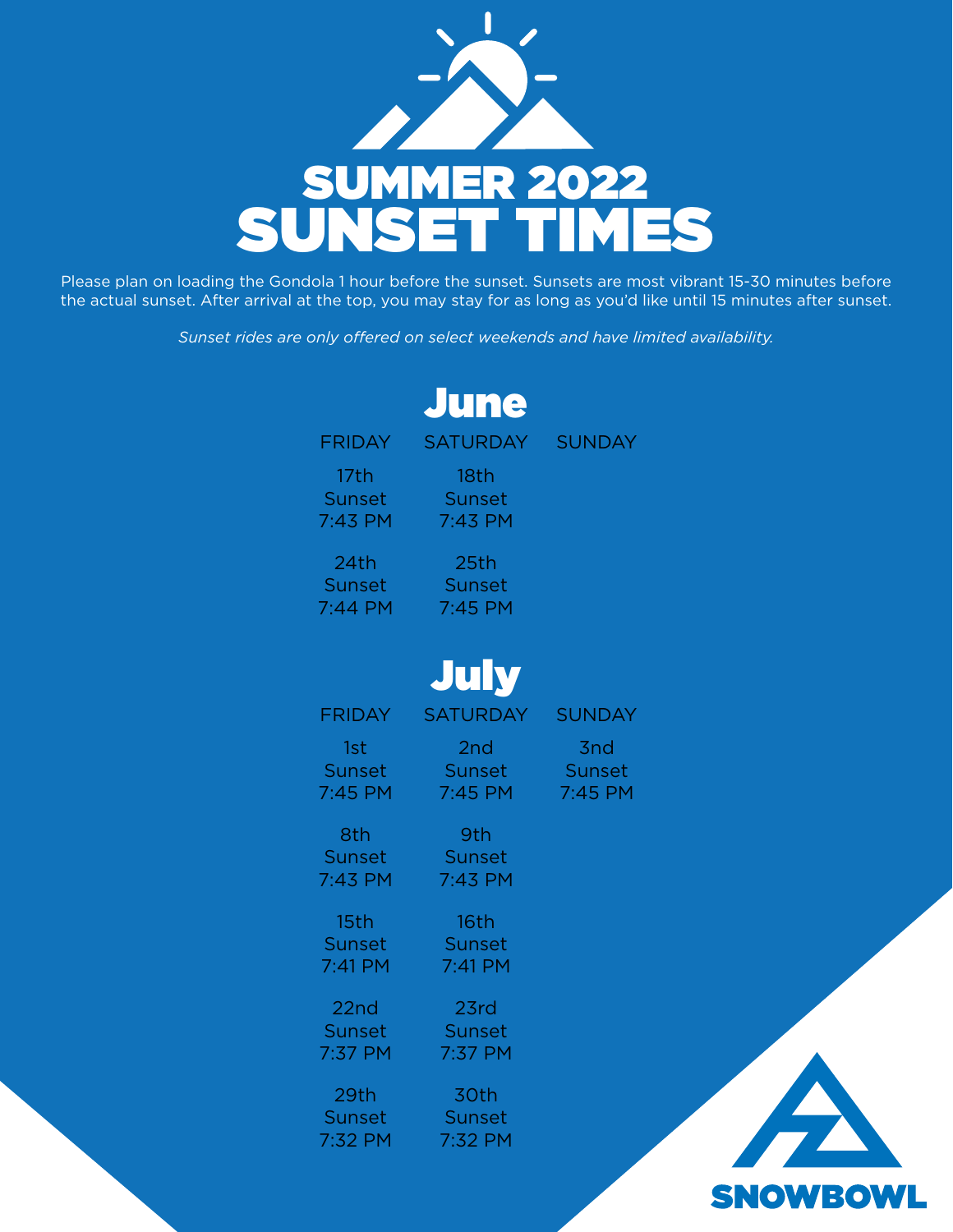# SUMMER 2022
# SUNSET TIMES

Please plan on loading the Gondola 1 hour before the sunset. Sunsets are most vibrant 15-30 minutes before the actual sunset. After arrival at the top, you may stay for as long as you'd like until 15 minutes after sunset.

*Sunset rides are only offered on select weekends and have limited availability.*

## June

| FRIDAY | SATURDAY | SUNDAY |
|---|---|---|
| 17th<br>Sunset<br>7:43 PM | 18th<br>Sunset<br>7:43 PM | |
| 24th<br>Sunset<br>7:44 PM | 25th<br>Sunset<br>7:45 PM | |

## July

| FRIDAY | SATURDAY | SUNDAY |
|---|---|---|
| 1st<br>Sunset<br>7:45 PM | 2nd<br>Sunset<br>7:45 PM | 3nd<br>Sunset<br>7:45 PM |
| 8th<br>Sunset<br>7:43 PM | 9th<br>Sunset<br>7:43 PM | |
| 15th<br>Sunset<br>7:41 PM | 16th<br>Sunset<br>7:41 PM | |
| 22nd<br>Sunset<br>7:37 PM | 23rd<br>Sunset<br>7:37 PM | |
| 29th<br>Sunset<br>7:32 PM | 30th<br>Sunset<br>7:32 PM | |

SNOWBOWL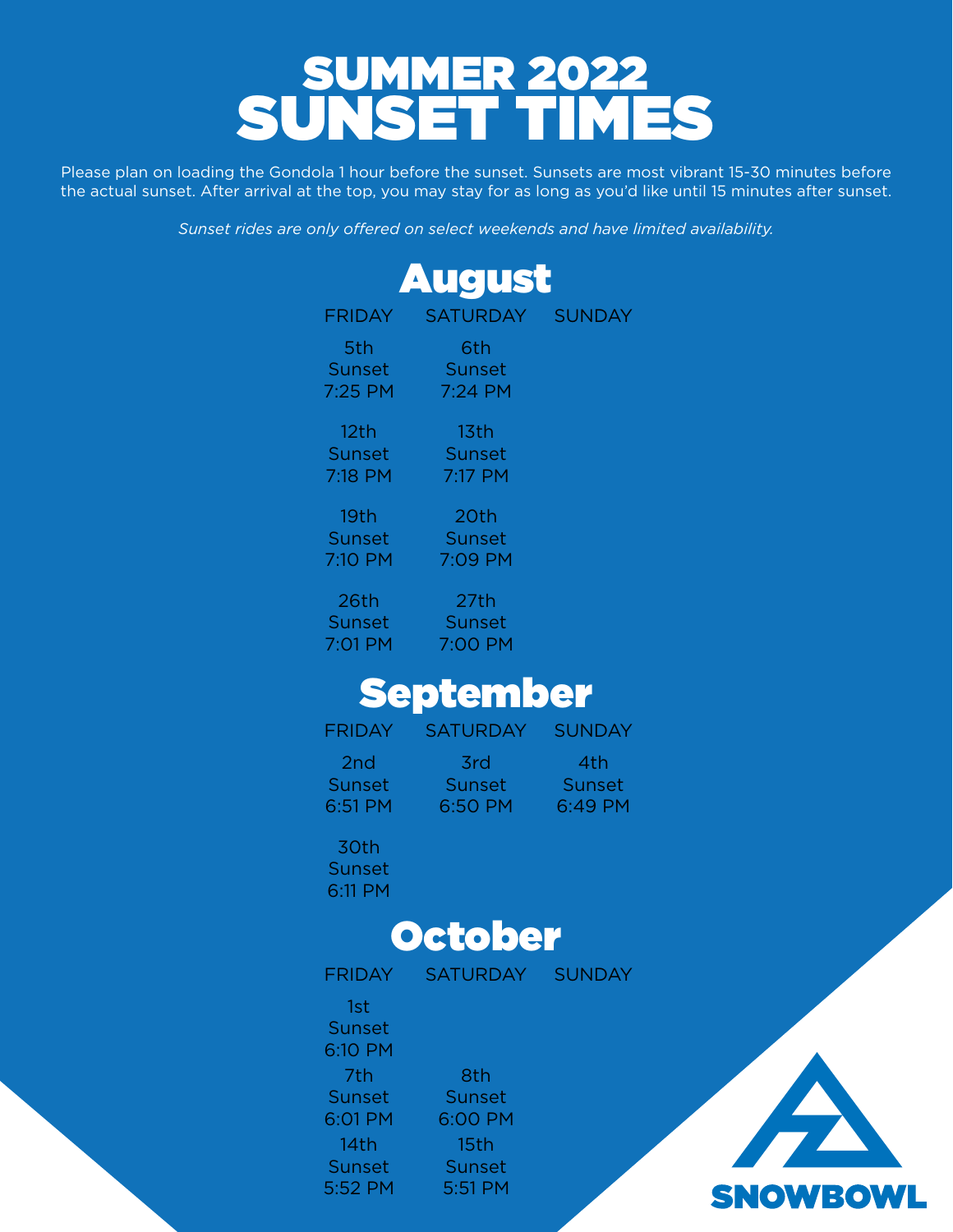# SUMMER 2022 SUNSET TIMES

Please plan on loading the Gondola 1 hour before the sunset. Sunsets are most vibrant 15-30 minutes before the actual sunset. After arrival at the top, you may stay for as long as you'd like until 15 minutes after sunset.

*Sunset rides are only offered on select weekends and have limited availability.*

## August

| FRIDAY | SATURDAY | SUNDAY |
|---|---|---|
| 5th<br>Sunset<br>7:25 PM | 6th<br>Sunset<br>7:24 PM | |
| 12th<br>Sunset<br>7:18 PM | 13th<br>Sunset<br>7:17 PM | |
| 19th<br>Sunset<br>7:10 PM | 20th<br>Sunset<br>7:09 PM | |
| 26th<br>Sunset<br>7:01 PM | 27th<br>Sunset<br>7:00 PM | |

## September

| FRIDAY | SATURDAY | SUNDAY |
|---|---|---|
| 2nd<br>Sunset<br>6:51 PM | 3rd<br>Sunset<br>6:50 PM | 4th<br>Sunset<br>6:49 PM |
| 30th<br>Sunset<br>6:11 PM | | |

## October

| FRIDAY | SATURDAY | SUNDAY |
|---|---|---|
| 1st<br>Sunset<br>6:10 PM | | |
| 7th<br>Sunset<br>6:01 PM | 8th<br>Sunset<br>6:00 PM | |
| 14th<br>Sunset<br>5:52 PM | 15th<br>Sunset<br>5:51 PM | |

SNOWBOWL